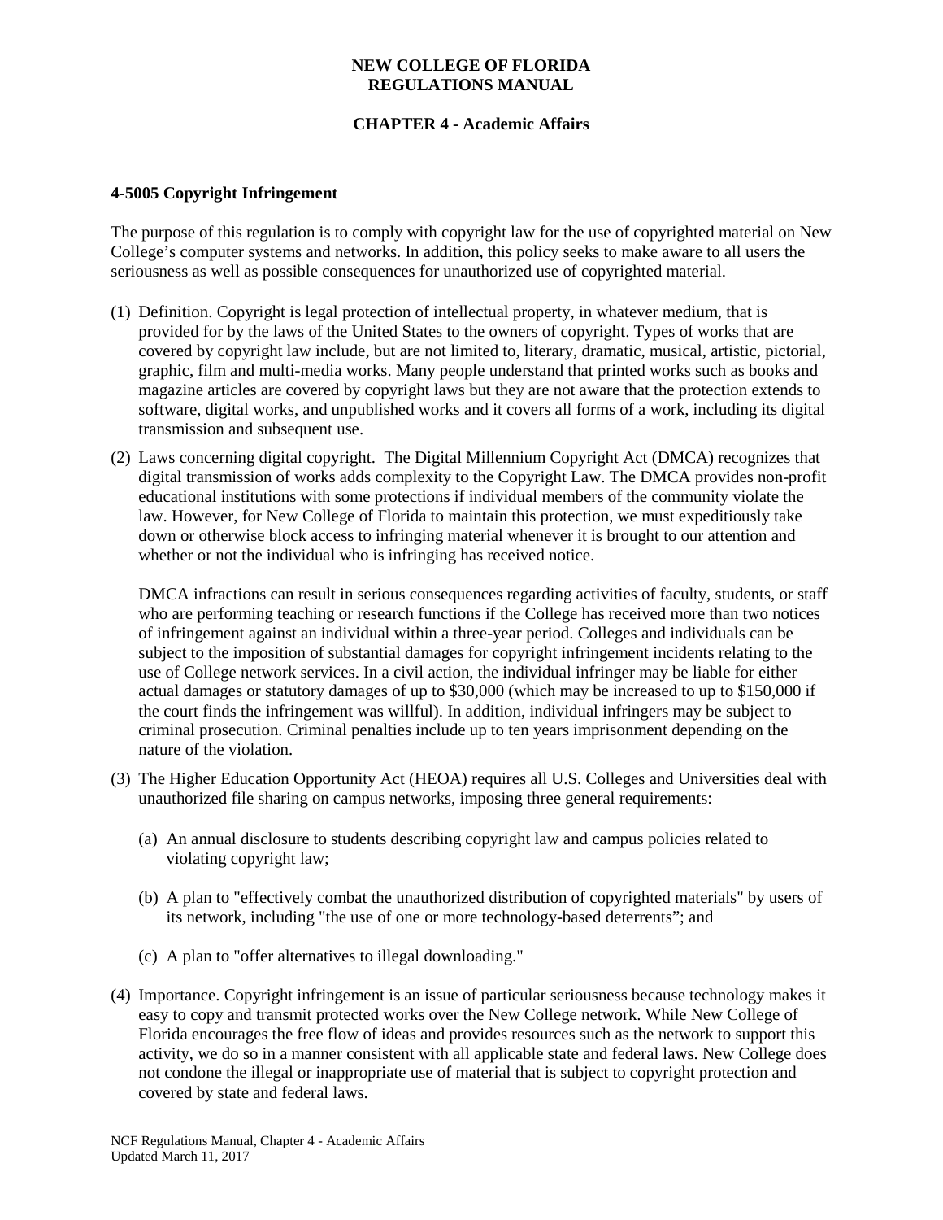# NEW COLLEGE OF FLORIDA
# REGULATIONS MANUAL

## CHAPTER 4 - Academic Affairs

### 4-5005 Copyright Infringement

The purpose of this regulation is to comply with copyright law for the use of copyrighted material on New College's computer systems and networks. In addition, this policy seeks to make aware to all users the seriousness as well as possible consequences for unauthorized use of copyrighted material.

(1) Definition. Copyright is legal protection of intellectual property, in whatever medium, that is provided for by the laws of the United States to the owners of copyright. Types of works that are covered by copyright law include, but are not limited to, literary, dramatic, musical, artistic, pictorial, graphic, film and multi-media works. Many people understand that printed works such as books and magazine articles are covered by copyright laws but they are not aware that the protection extends to software, digital works, and unpublished works and it covers all forms of a work, including its digital transmission and subsequent use.

(2) Laws concerning digital copyright. The Digital Millennium Copyright Act (DMCA) recognizes that digital transmission of works adds complexity to the Copyright Law. The DMCA provides non-profit educational institutions with some protections if individual members of the community violate the law. However, for New College of Florida to maintain this protection, we must expeditiously take down or otherwise block access to infringing material whenever it is brought to our attention and whether or not the individual who is infringing has received notice.

    DMCA infractions can result in serious consequences regarding activities of faculty, students, or staff who are performing teaching or research functions if the College has received more than two notices of infringement against an individual within a three-year period. Colleges and individuals can be subject to the imposition of substantial damages for copyright infringement incidents relating to the use of College network services. In a civil action, the individual infringer may be liable for either actual damages or statutory damages of up to $30,000 (which may be increased to up to $150,000 if the court finds the infringement was willful). In addition, individual infringers may be subject to criminal prosecution. Criminal penalties include up to ten years imprisonment depending on the nature of the violation.

(3) The Higher Education Opportunity Act (HEOA) requires all U.S. Colleges and Universities deal with unauthorized file sharing on campus networks, imposing three general requirements:

    (a) An annual disclosure to students describing copyright law and campus policies related to violating copyright law;

    (b) A plan to "effectively combat the unauthorized distribution of copyrighted materials" by users of its network, including "the use of one or more technology-based deterrents"; and

    (c) A plan to "offer alternatives to illegal downloading."

(4) Importance. Copyright infringement is an issue of particular seriousness because technology makes it easy to copy and transmit protected works over the New College network. While New College of Florida encourages the free flow of ideas and provides resources such as the network to support this activity, we do so in a manner consistent with all applicable state and federal laws. New College does not condone the illegal or inappropriate use of material that is subject to copyright protection and covered by state and federal laws.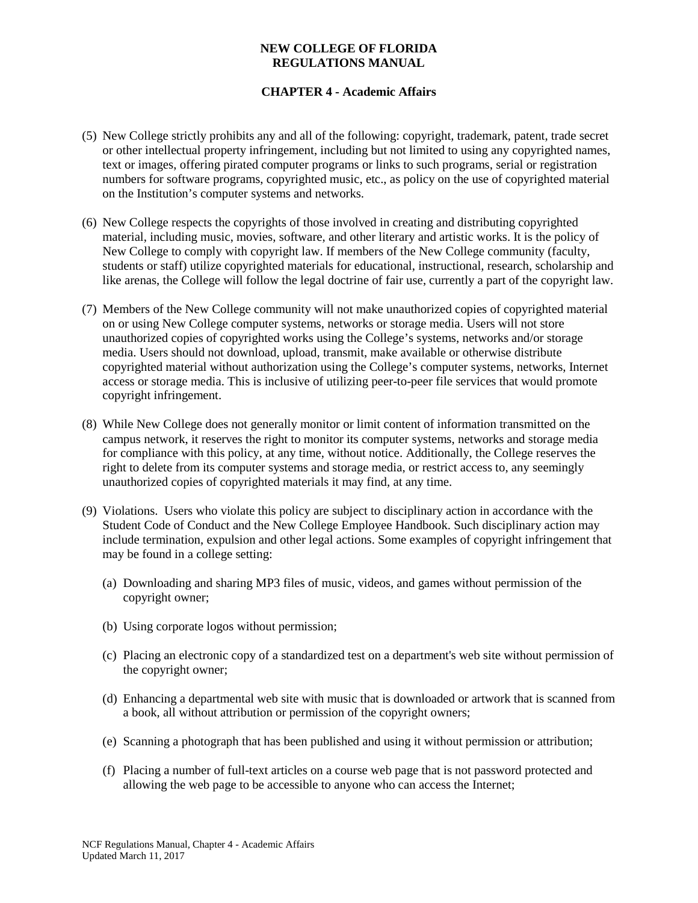# NEW COLLEGE OF FLORIDA REGULATIONS MANUAL

## CHAPTER 4 - Academic Affairs

(5) New College strictly prohibits any and all of the following: copyright, trademark, patent, trade secret or other intellectual property infringement, including but not limited to using any copyrighted names, text or images, offering pirated computer programs or links to such programs, serial or registration numbers for software programs, copyrighted music, etc., as policy on the use of copyrighted material on the Institution's computer systems and networks.

(6) New College respects the copyrights of those involved in creating and distributing copyrighted material, including music, movies, software, and other literary and artistic works. It is the policy of New College to comply with copyright law. If members of the New College community (faculty, students or staff) utilize copyrighted materials for educational, instructional, research, scholarship and like arenas, the College will follow the legal doctrine of fair use, currently a part of the copyright law.

(7) Members of the New College community will not make unauthorized copies of copyrighted material on or using New College computer systems, networks or storage media. Users will not store unauthorized copies of copyrighted works using the College's systems, networks and/or storage media. Users should not download, upload, transmit, make available or otherwise distribute copyrighted material without authorization using the College's computer systems, networks, Internet access or storage media. This is inclusive of utilizing peer-to-peer file services that would promote copyright infringement.

(8) While New College does not generally monitor or limit content of information transmitted on the campus network, it reserves the right to monitor its computer systems, networks and storage media for compliance with this policy, at any time, without notice. Additionally, the College reserves the right to delete from its computer systems and storage media, or restrict access to, any seemingly unauthorized copies of copyrighted materials it may find, at any time.

(9) Violations. Users who violate this policy are subject to disciplinary action in accordance with the Student Code of Conduct and the New College Employee Handbook. Such disciplinary action may include termination, expulsion and other legal actions. Some examples of copyright infringement that may be found in a college setting:

(a) Downloading and sharing MP3 files of music, videos, and games without permission of the copyright owner;

(b) Using corporate logos without permission;

(c) Placing an electronic copy of a standardized test on a department's web site without permission of the copyright owner;

(d) Enhancing a departmental web site with music that is downloaded or artwork that is scanned from a book, all without attribution or permission of the copyright owners;

(e) Scanning a photograph that has been published and using it without permission or attribution;

(f) Placing a number of full-text articles on a course web page that is not password protected and allowing the web page to be accessible to anyone who can access the Internet;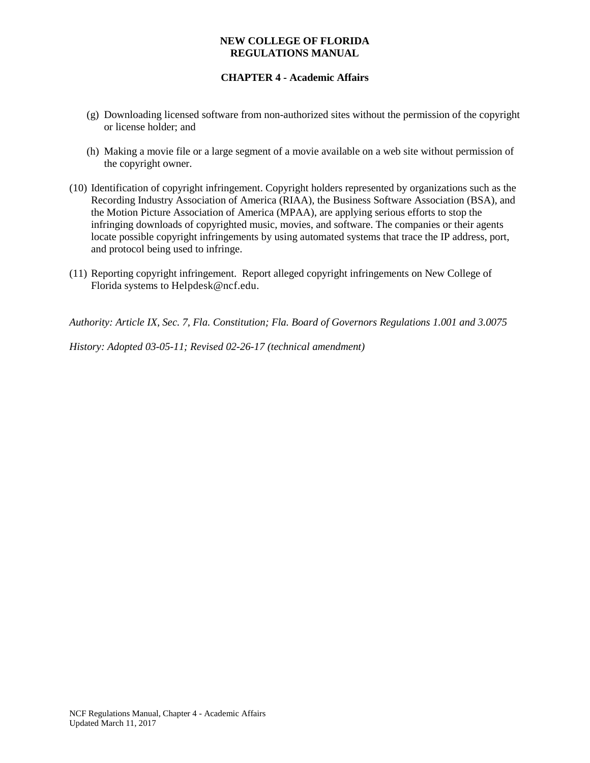(g) Downloading licensed software from non-authorized sites without the permission of the copyright or license holder; and

(h) Making a movie file or a large segment of a movie available on a web site without permission of the copyright owner.

(10) Identification of copyright infringement. Copyright holders represented by organizations such as the Recording Industry Association of America (RIAA), the Business Software Association (BSA), and the Motion Picture Association of America (MPAA), are applying serious efforts to stop the infringing downloads of copyrighted music, movies, and software. The companies or their agents locate possible copyright infringements by using automated systems that trace the IP address, port, and protocol being used to infringe.

(11) Reporting copyright infringement. Report alleged copyright infringements on New College of Florida systems to Helpdesk@ncf.edu.

*Authority: Article IX, Sec. 7, Fla. Constitution; Fla. Board of Governors Regulations 1.001 and 3.0075*

*History: Adopted 03-05-11; Revised 02-26-17 (technical amendment)*